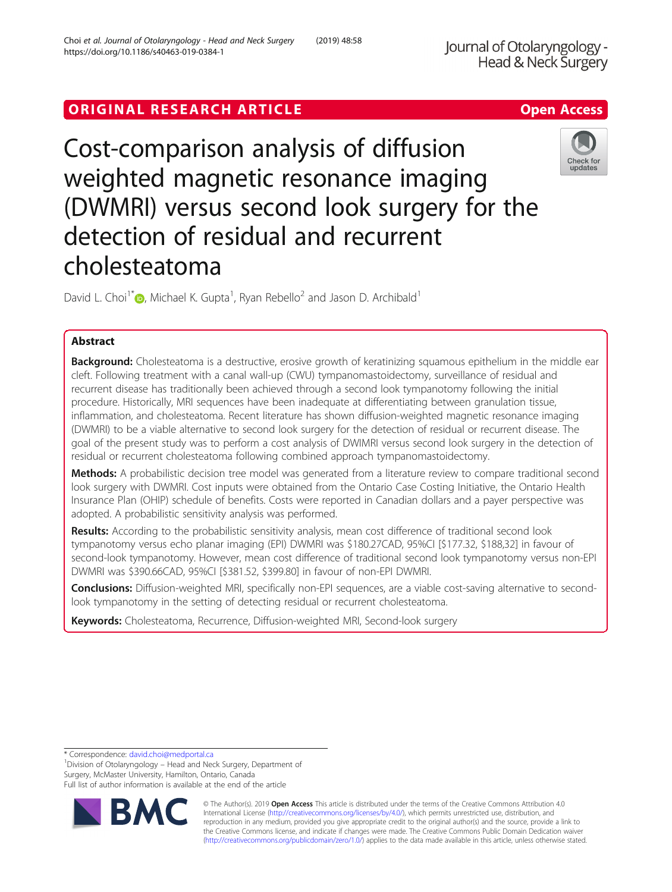ORIGINAL RESEARCH ARTICLE

Open Access

# Cost-comparison analysis of diffusion weighted magnetic resonance imaging (DWMRI) versus second look surgery for the detection of residual and recurrent cholesteatoma

David L. Choi[1*], Michael K. Gupta[1], Ryan Rebello[2] and Jason D. Archibald[1]

## Abstract

**Background:** Cholesteatoma is a destructive, erosive growth of keratinizing squamous epithelium in the middle ear cleft. Following treatment with a canal wall-up (CWU) tympanomastoidectomy, surveillance of residual and recurrent disease has traditionally been achieved through a second look tympanotomy following the initial procedure. Historically, MRI sequences have been inadequate at differentiating between granulation tissue, inflammation, and cholesteatoma. Recent literature has shown diffusion-weighted magnetic resonance imaging (DWMRI) to be a viable alternative to second look surgery for the detection of residual or recurrent disease. The goal of the present study was to perform a cost analysis of DWIMRI versus second look surgery in the detection of residual or recurrent cholesteatoma following combined approach tympanomastoidectomy.

**Methods:** A probabilistic decision tree model was generated from a literature review to compare traditional second look surgery with DWMRI. Cost inputs were obtained from the Ontario Case Costing Initiative, the Ontario Health Insurance Plan (OHIP) schedule of benefits. Costs were reported in Canadian dollars and a payer perspective was adopted. A probabilistic sensitivity analysis was performed.

**Results:** According to the probabilistic sensitivity analysis, mean cost difference of traditional second look tympanotomy versus echo planar imaging (EPI) DWMRI was $180.27CAD, 95%CI [$177.32, $188,32] in favour of second-look tympanotomy. However, mean cost difference of traditional second look tympanotomy versus non-EPI DWMRI was $390.66CAD, 95%CI [$381.52, $399.80] in favour of non-EPI DWMRI.

**Conclusions:** Diffusion-weighted MRI, specifically non-EPI sequences, are a viable cost-saving alternative to second-look tympanotomy in the setting of detecting residual or recurrent cholesteatoma.

**Keywords:** Cholesteatoma, Recurrence, Diffusion-weighted MRI, Second-look surgery

---

* Correspondence: david.choi@medportal.ca

[1]Division of Otolaryngology – Head and Neck Surgery, Department of Surgery, McMaster University, Hamilton, Ontario, Canada

Full list of author information is available at the end of the article

© The Author(s). 2019 **Open Access** This article is distributed under the terms of the Creative Commons Attribution 4.0 International License (http://creativecommons.org/licenses/by/4.0/), which permits unrestricted use, distribution, and reproduction in any medium, provided you give appropriate credit to the original author(s) and the source, provide a link to the Creative Commons license, and indicate if changes were made. The Creative Commons Public Domain Dedication waiver (http://creativecommons.org/publicdomain/zero/1.0/) applies to the data made available in this article, unless otherwise stated.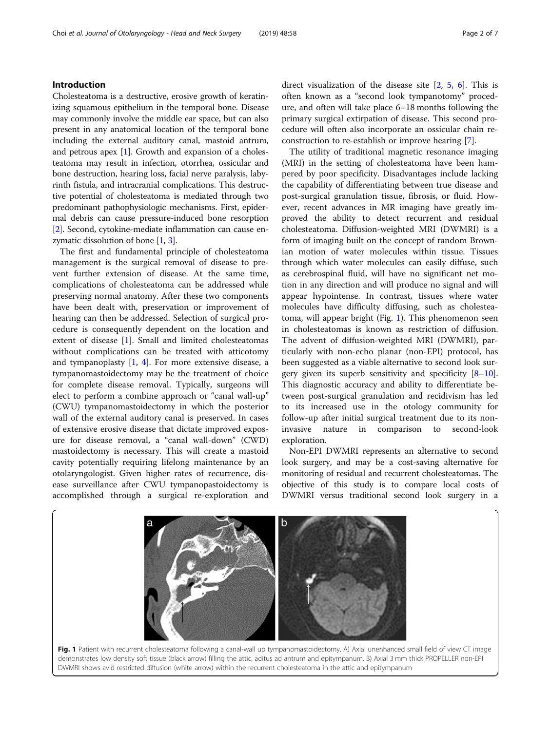## Introduction

Cholesteatoma is a destructive, erosive growth of keratinizing squamous epithelium in the temporal bone. Disease may commonly involve the middle ear space, but can also present in any anatomical location of the temporal bone including the external auditory canal, mastoid antrum, and petrous apex [1]. Growth and expansion of a cholesteatoma may result in infection, otorrhea, ossicular and bone destruction, hearing loss, facial nerve paralysis, labyrinth fistula, and intracranial complications. This destructive potential of cholesteatoma is mediated through two predominant pathophysiologic mechanisms. First, epidermal debris can cause pressure-induced bone resorption [2]. Second, cytokine-mediate inflammation can cause enzymatic dissolution of bone [1, 3].

The first and fundamental principle of cholesteatoma management is the surgical removal of disease to prevent further extension of disease. At the same time, complications of cholesteatoma can be addressed while preserving normal anatomy. After these two components have been dealt with, preservation or improvement of hearing can then be addressed. Selection of surgical procedure is consequently dependent on the location and extent of disease [1]. Small and limited cholesteatomas without complications can be treated with atticotomy and tympanoplasty [1, 4]. For more extensive disease, a tympanomastoidectomy may be the treatment of choice for complete disease removal. Typically, surgeons will elect to perform a combine approach or "canal wall-up" (CWU) tympanomastoidectomy in which the posterior wall of the external auditory canal is preserved. In cases of extensive erosive disease that dictate improved exposure for disease removal, a "canal wall-down" (CWD) mastoidectomy is necessary. This will create a mastoid cavity potentially requiring lifelong maintenance by an otolaryngologist. Given higher rates of recurrence, disease surveillance after CWU tympanopastoidectomy is accomplished through a surgical re-exploration and direct visualization of the disease site [2, 5, 6]. This is often known as a "second look tympanotomy" procedure, and often will take place 6–18 months following the primary surgical extirpation of disease. This second procedure will often also incorporate an ossicular chain reconstruction to re-establish or improve hearing [7].

The utility of traditional magnetic resonance imaging (MRI) in the setting of cholesteatoma have been hampered by poor specificity. Disadvantages include lacking the capability of differentiating between true disease and post-surgical granulation tissue, fibrosis, or fluid. However, recent advances in MR imaging have greatly improved the ability to detect recurrent and residual cholesteatoma. Diffusion-weighted MRI (DWMRI) is a form of imaging built on the concept of random Brownian motion of water molecules within tissue. Tissues through which water molecules can easily diffuse, such as cerebrospinal fluid, will have no significant net motion in any direction and will produce no signal and will appear hypointense. In contrast, tissues where water molecules have difficulty diffusing, such as cholesteatoma, will appear bright (Fig. 1). This phenomenon seen in cholesteatomas is known as restriction of diffusion. The advent of diffusion-weighted MRI (DWMRI), particularly with non-echo planar (non-EPI) protocol, has been suggested as a viable alternative to second look surgery given its superb sensitivity and specificity [8–10]. This diagnostic accuracy and ability to differentiate between post-surgical granulation and recidivism has led to its increased use in the otology community for follow-up after initial surgical treatment due to its non-invasive nature in comparison to second-look exploration.

Non-EPI DWMRI represents an alternative to second look surgery, and may be a cost-saving alternative for monitoring of residual and recurrent cholesteatomas. The objective of this study is to compare local costs of DWMRI versus traditional second look surgery in a

**Fig. 1** Patient with recurrent cholesteatoma following a canal-wall up tympanomastoidectomy. A) Axial unenhanced small field of view CT image demonstrates low density soft tissue (black arrow) filling the attic, aditus ad antrum and epitympanum. B) Axial 3 mm thick PROPELLER non-EPI DWMRI shows avid restricted diffusion (white arrow) within the recurrent cholesteatoma in the attic and epitympanum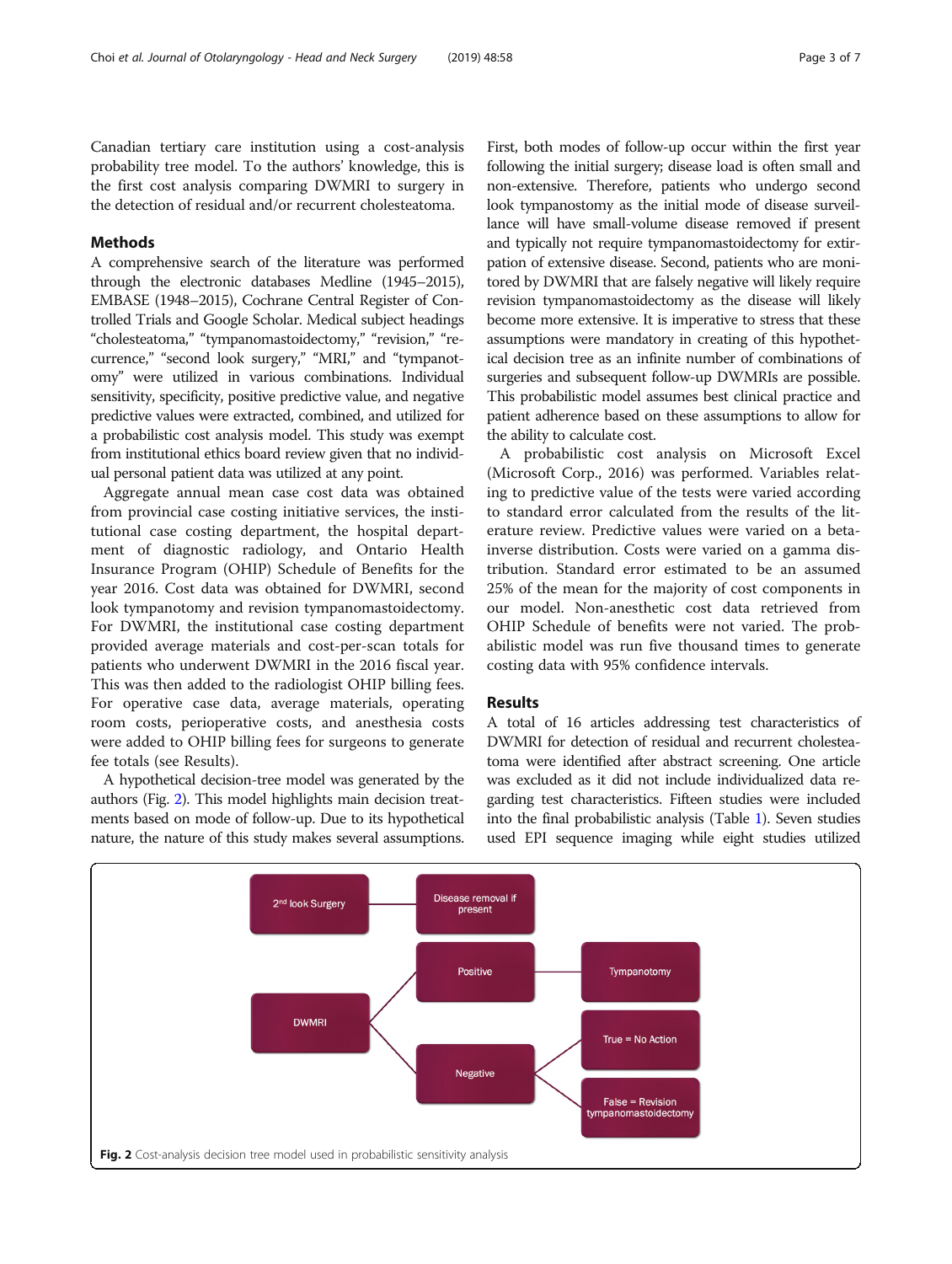Canadian tertiary care institution using a cost-analysis probability tree model. To the authors' knowledge, this is the first cost analysis comparing DWMRI to surgery in the detection of residual and/or recurrent cholesteatoma.

## Methods

A comprehensive search of the literature was performed through the electronic databases Medline (1945–2015), EMBASE (1948–2015), Cochrane Central Register of Controlled Trials and Google Scholar. Medical subject headings "cholesteatoma," "tympanomastoidectomy," "revision," "recurrence," "second look surgery," "MRI," and "tympanotomy" were utilized in various combinations. Individual sensitivity, specificity, positive predictive value, and negative predictive values were extracted, combined, and utilized for a probabilistic cost analysis model. This study was exempt from institutional ethics board review given that no individual personal patient data was utilized at any point.

Aggregate annual mean case cost data was obtained from provincial case costing initiative services, the institutional case costing department, the hospital department of diagnostic radiology, and Ontario Health Insurance Program (OHIP) Schedule of Benefits for the year 2016. Cost data was obtained for DWMRI, second look tympanotomy and revision tympanomastoidectomy. For DWMRI, the institutional case costing department provided average materials and cost-per-scan totals for patients who underwent DWMRI in the 2016 fiscal year. This was then added to the radiologist OHIP billing fees. For operative case data, average materials, operating room costs, perioperative costs, and anesthesia costs were added to OHIP billing fees for surgeons to generate fee totals (see Results).

A hypothetical decision-tree model was generated by the authors (Fig. 2). This model highlights main decision treatments based on mode of follow-up. Due to its hypothetical nature, the nature of this study makes several assumptions. First, both modes of follow-up occur within the first year following the initial surgery; disease load is often small and non-extensive. Therefore, patients who undergo second look tympanostomy as the initial mode of disease surveillance will have small-volume disease removed if present and typically not require tympanomastoidectomy for extirpation of extensive disease. Second, patients who are monitored by DWMRI that are falsely negative will likely require revision tympanomastoidectomy as the disease will likely become more extensive. It is imperative to stress that these assumptions were mandatory in creating of this hypothetical decision tree as an infinite number of combinations of surgeries and subsequent follow-up DWMRIs are possible. This probabilistic model assumes best clinical practice and patient adherence based on these assumptions to allow for the ability to calculate cost.

A probabilistic cost analysis on Microsoft Excel (Microsoft Corp., 2016) was performed. Variables relating to predictive value of the tests were varied according to standard error calculated from the results of the literature review. Predictive values were varied on a beta-inverse distribution. Costs were varied on a gamma distribution. Standard error estimated to be an assumed 25% of the mean for the majority of cost components in our model. Non-anesthetic cost data retrieved from OHIP Schedule of benefits were not varied. The probabilistic model was run five thousand times to generate costing data with 95% confidence intervals.

## Results

A total of 16 articles addressing test characteristics of DWMRI for detection of residual and recurrent cholesteatoma were identified after abstract screening. One article was excluded as it did not include individualized data regarding test characteristics. Fifteen studies were included into the final probabilistic analysis (Table 1). Seven studies used EPI sequence imaging while eight studies utilized

2nd look Surgery → Disease removal if present

DWMRI → Positive → Tympanotomy

DWMRI → Negative → True = No Action

DWMRI → Negative → False = Revision tympanomastoidectomy

**Fig. 2** Cost-analysis decision tree model used in probabilistic sensitivity analysis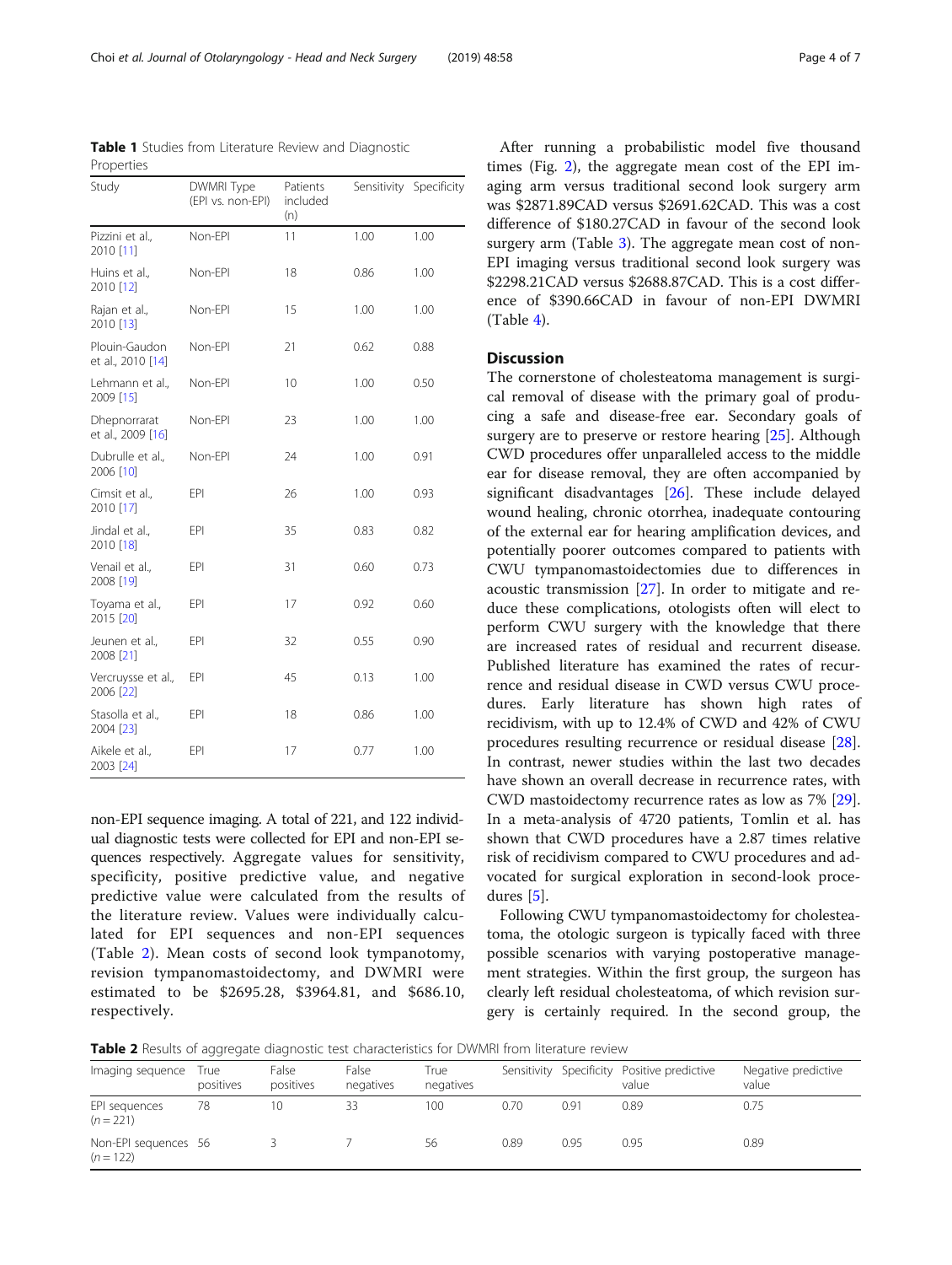**Table 1** Studies from Literature Review and Diagnostic Properties

| Study | DWMRI Type (EPI vs. non-EPI) | Patients included (n) | Sensitivity | Specificity |
|---|---|---|---|---|
| Pizzini et al., 2010 [11] | Non-EPI | 11 | 1.00 | 1.00 |
| Huins et al., 2010 [12] | Non-EPI | 18 | 0.86 | 1.00 |
| Rajan et al., 2010 [13] | Non-EPI | 15 | 1.00 | 1.00 |
| Plouin-Gaudon et al., 2010 [14] | Non-EPI | 21 | 0.62 | 0.88 |
| Lehmann et al., 2009 [15] | Non-EPI | 10 | 1.00 | 0.50 |
| Dhepnorrarat et al., 2009 [16] | Non-EPI | 23 | 1.00 | 1.00 |
| Dubrulle et al., 2006 [10] | Non-EPI | 24 | 1.00 | 0.91 |
| Cimsit et al., 2010 [17] | EPI | 26 | 1.00 | 0.93 |
| Jindal et al., 2010 [18] | EPI | 35 | 0.83 | 0.82 |
| Venail et al., 2008 [19] | EPI | 31 | 0.60 | 0.73 |
| Toyama et al., 2015 [20] | EPI | 17 | 0.92 | 0.60 |
| Jeunen et al., 2008 [21] | EPI | 32 | 0.55 | 0.90 |
| Vercruysse et al., 2006 [22] | EPI | 45 | 0.13 | 1.00 |
| Stasolla et al., 2004 [23] | EPI | 18 | 0.86 | 1.00 |
| Aikele et al., 2003 [24] | EPI | 17 | 0.77 | 1.00 |

non-EPI sequence imaging. A total of 221, and 122 individual diagnostic tests were collected for EPI and non-EPI sequences respectively. Aggregate values for sensitivity, specificity, positive predictive value, and negative predictive value were calculated from the results of the literature review. Values were individually calculated for EPI sequences and non-EPI sequences (Table 2). Mean costs of second look tympanotomy, revision tympanomastoidectomy, and DWMRI were estimated to be $2695.28, $3964.81, and $686.10, respectively.

After running a probabilistic model five thousand times (Fig. 2), the aggregate mean cost of the EPI imaging arm versus traditional second look surgery arm was $2871.89CAD versus $2691.62CAD. This was a cost difference of $180.27CAD in favour of the second look surgery arm (Table 3). The aggregate mean cost of non-EPI imaging versus traditional second look surgery was $2298.21CAD versus $2688.87CAD. This is a cost difference of $390.66CAD in favour of non-EPI DWMRI (Table 4).

## Discussion

The cornerstone of cholesteatoma management is surgical removal of disease with the primary goal of producing a safe and disease-free ear. Secondary goals of surgery are to preserve or restore hearing [25]. Although CWD procedures offer unparalleled access to the middle ear for disease removal, they are often accompanied by significant disadvantages [26]. These include delayed wound healing, chronic otorrhea, inadequate contouring of the external ear for hearing amplification devices, and potentially poorer outcomes compared to patients with CWU tympanomastoidectomies due to differences in acoustic transmission [27]. In order to mitigate and reduce these complications, otologists often will elect to perform CWU surgery with the knowledge that there are increased rates of residual and recurrent disease. Published literature has examined the rates of recurrence and residual disease in CWD versus CWU procedures. Early literature has shown high rates of recidivism, with up to 12.4% of CWD and 42% of CWU procedures resulting recurrence or residual disease [28]. In contrast, newer studies within the last two decades have shown an overall decrease in recurrence rates, with CWD mastoidectomy recurrence rates as low as 7% [29]. In a meta-analysis of 4720 patients, Tomlin et al. has shown that CWD procedures have a 2.87 times relative risk of recidivism compared to CWU procedures and advocated for surgical exploration in second-look procedures [5].

Following CWU tympanomastoidectomy for cholesteatoma, the otologic surgeon is typically faced with three possible scenarios with varying postoperative management strategies. Within the first group, the surgeon has clearly left residual cholesteatoma, of which revision surgery is certainly required. In the second group, the

**Table 2** Results of aggregate diagnostic test characteristics for DWMRI from literature review

| Imaging sequence | True positives | False positives | False negatives | True negatives | Sensitivity | Specificity | Positive predictive value | Negative predictive value |
|---|---|---|---|---|---|---|---|---|
| EPI sequences ($n = 221$) | 78 | 10 | 33 | 100 | 0.70 | 0.91 | 0.89 | 0.75 |
| Non-EPI sequences ($n = 122$) | 56 | 3 | 7 | 56 | 0.89 | 0.95 | 0.95 | 0.89 |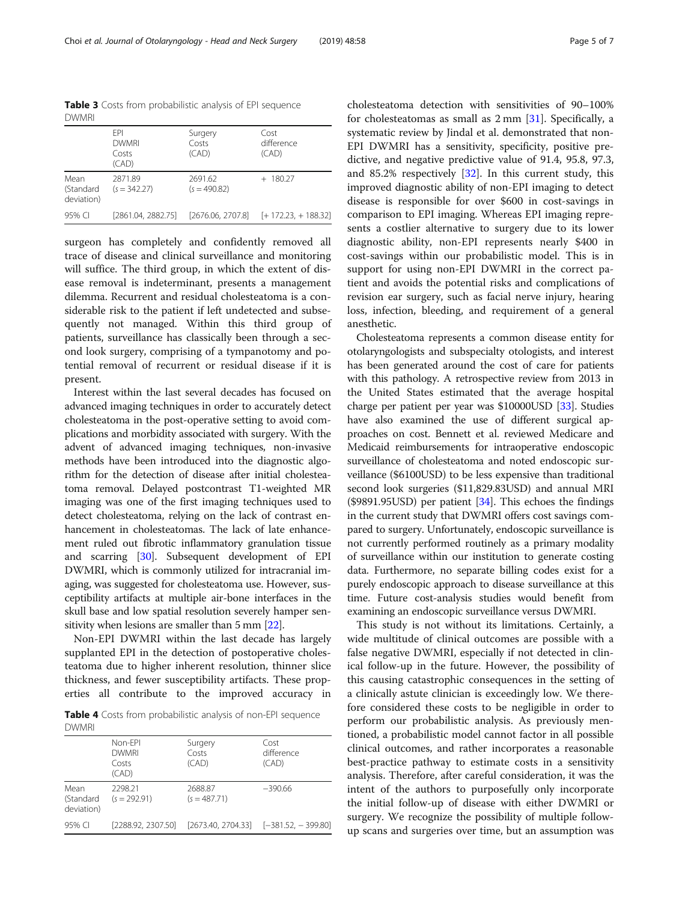**Table 3** Costs from probabilistic analysis of EPI sequence DWMRI

| | EPI DWMRI Costs (CAD) | Surgery Costs (CAD) | Cost difference (CAD) |
|---|---|---|---|
| Mean (Standard deviation) | 2871.89 ($s = 342.27$) | 2691.62 ($s = 490.82$) | + 180.27 |
| 95% CI | [2861.04, 2882.75] | [2676.06, 2707.8] | [+ 172.23, + 188.32] |

surgeon has completely and confidently removed all trace of disease and clinical surveillance and monitoring will suffice. The third group, in which the extent of disease removal is indeterminant, presents a management dilemma. Recurrent and residual cholesteatoma is a considerable risk to the patient if left undetected and subsequently not managed. Within this third group of patients, surveillance has classically been through a second look surgery, comprising of a tympanotomy and potential removal of recurrent or residual disease if it is present.

Interest within the last several decades has focused on advanced imaging techniques in order to accurately detect cholesteatoma in the post-operative setting to avoid complications and morbidity associated with surgery. With the advent of advanced imaging techniques, non-invasive methods have been introduced into the diagnostic algorithm for the detection of disease after initial cholesteatoma removal. Delayed postcontrast T1-weighted MR imaging was one of the first imaging techniques used to detect cholesteatoma, relying on the lack of contrast enhancement in cholesteatomas. The lack of late enhancement ruled out fibrotic inflammatory granulation tissue and scarring [30]. Subsequent development of EPI DWMRI, which is commonly utilized for intracranial imaging, was suggested for cholesteatoma use. However, susceptibility artifacts at multiple air-bone interfaces in the skull base and low spatial resolution severely hamper sensitivity when lesions are smaller than 5 mm [22].

Non-EPI DWMRI within the last decade has largely supplanted EPI in the detection of postoperative cholesteatoma due to higher inherent resolution, thinner slice thickness, and fewer susceptibility artifacts. These properties all contribute to the improved accuracy in cholesteatoma detection with sensitivities of 90–100% for cholesteatomas as small as 2 mm [31]. Specifically, a systematic review by Jindal et al. demonstrated that non-EPI DWMRI has a sensitivity, specificity, positive predictive, and negative predictive value of 91.4, 95.8, 97.3, and 85.2% respectively [32]. In this current study, this improved diagnostic ability of non-EPI imaging to detect disease is responsible for over \$600 in cost-savings in comparison to EPI imaging. Whereas EPI imaging represents a costlier alternative to surgery due to its lower diagnostic ability, non-EPI represents nearly \$400 in cost-savings within our probabilistic model. This is in support for using non-EPI DWMRI in the correct patient and avoids the potential risks and complications of revision ear surgery, such as facial nerve injury, hearing loss, infection, bleeding, and requirement of a general anesthetic.

**Table 4** Costs from probabilistic analysis of non-EPI sequence DWMRI

| | Non-EPI DWMRI Costs (CAD) | Surgery Costs (CAD) | Cost difference (CAD) |
|---|---|---|---|
| Mean (Standard deviation) | 2298.21 ($s = 292.91$) | 2688.87 ($s = 487.71$) | −390.66 |
| 95% CI | [2288.92, 2307.50] | [2673.40, 2704.33] | [−381.52, − 399.80] |

Cholesteatoma represents a common disease entity for otolaryngologists and subspecialty otologists, and interest has been generated around the cost of care for patients with this pathology. A retrospective review from 2013 in the United States estimated that the average hospital charge per patient per year was \$10000USD [33]. Studies have also examined the use of different surgical approaches on cost. Bennett et al. reviewed Medicare and Medicaid reimbursements for intraoperative endoscopic surveillance of cholesteatoma and noted endoscopic surveillance (\$6100USD) to be less expensive than traditional second look surgeries (\$11,829.83USD) and annual MRI (\$9891.95USD) per patient [34]. This echoes the findings in the current study that DWMRI offers cost savings compared to surgery. Unfortunately, endoscopic surveillance is not currently performed routinely as a primary modality of surveillance within our institution to generate costing data. Furthermore, no separate billing codes exist for a purely endoscopic approach to disease surveillance at this time. Future cost-analysis studies would benefit from examining an endoscopic surveillance versus DWMRI.

This study is not without its limitations. Certainly, a wide multitude of clinical outcomes are possible with a false negative DWMRI, especially if not detected in clinical follow-up in the future. However, the possibility of this causing catastrophic consequences in the setting of a clinically astute clinician is exceedingly low. We therefore considered these costs to be negligible in order to perform our probabilistic analysis. As previously mentioned, a probabilistic model cannot factor in all possible clinical outcomes, and rather incorporates a reasonable best-practice pathway to estimate costs in a sensitivity analysis. Therefore, after careful consideration, it was the intent of the authors to purposefully only incorporate the initial follow-up of disease with either DWMRI or surgery. We recognize the possibility of multiple follow-up scans and surgeries over time, but an assumption was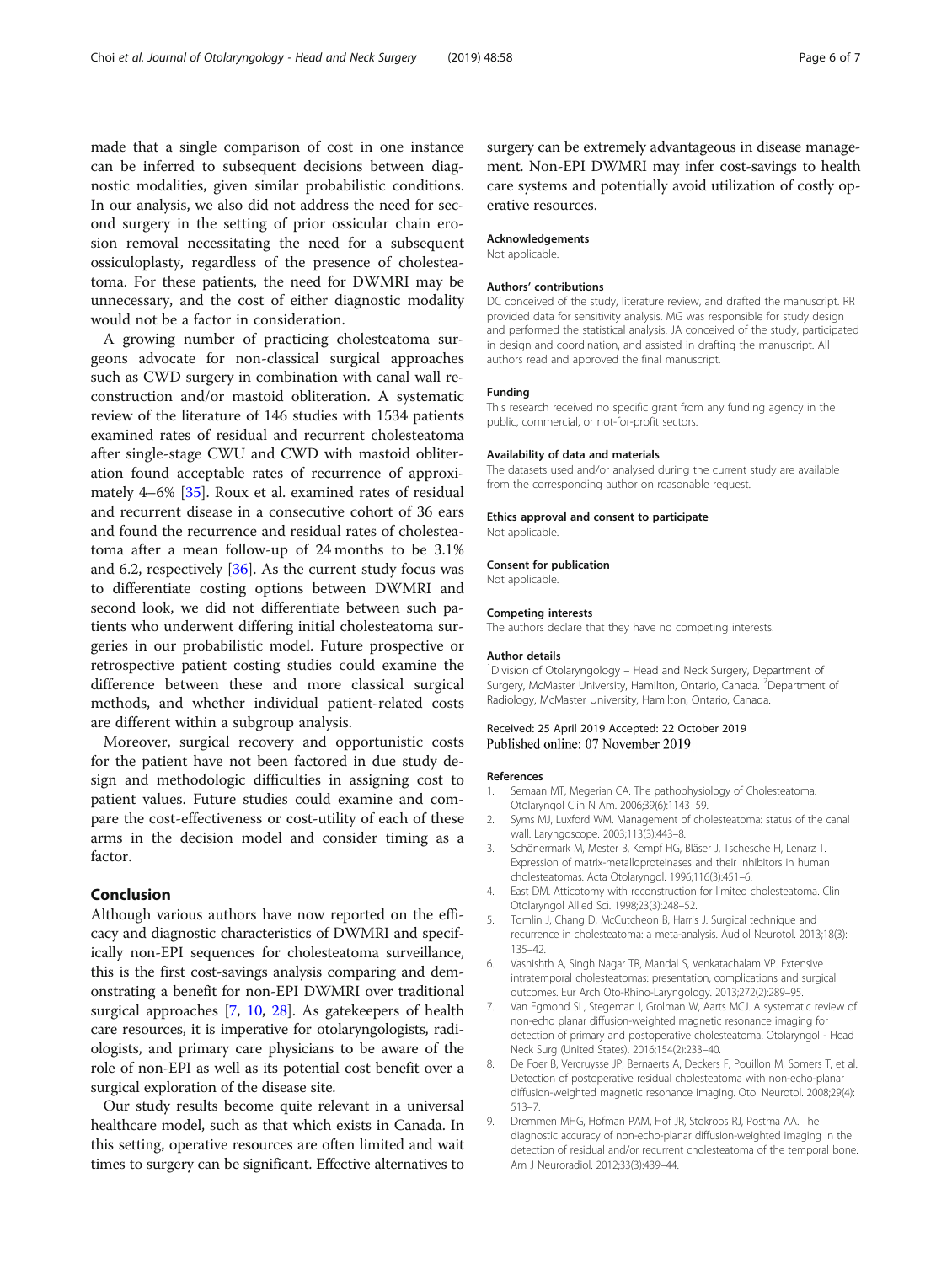made that a single comparison of cost in one instance can be inferred to subsequent decisions between diagnostic modalities, given similar probabilistic conditions. In our analysis, we also did not address the need for second surgery in the setting of prior ossicular chain erosion removal necessitating the need for a subsequent ossiculoplasty, regardless of the presence of cholesteatoma. For these patients, the need for DWMRI may be unnecessary, and the cost of either diagnostic modality would not be a factor in consideration.

A growing number of practicing cholesteatoma surgeons advocate for non-classical surgical approaches such as CWD surgery in combination with canal wall reconstruction and/or mastoid obliteration. A systematic review of the literature of 146 studies with 1534 patients examined rates of residual and recurrent cholesteatoma after single-stage CWU and CWD with mastoid obliteration found acceptable rates of recurrence of approximately 4–6% [35]. Roux et al. examined rates of residual and recurrent disease in a consecutive cohort of 36 ears and found the recurrence and residual rates of cholesteatoma after a mean follow-up of 24 months to be 3.1% and 6.2, respectively [36]. As the current study focus was to differentiate costing options between DWMRI and second look, we did not differentiate between such patients who underwent differing initial cholesteatoma surgeries in our probabilistic model. Future prospective or retrospective patient costing studies could examine the difference between these and more classical surgical methods, and whether individual patient-related costs are different within a subgroup analysis.

Moreover, surgical recovery and opportunistic costs for the patient have not been factored in due study design and methodologic difficulties in assigning cost to patient values. Future studies could examine and compare the cost-effectiveness or cost-utility of each of these arms in the decision model and consider timing as a factor.

## Conclusion

Although various authors have now reported on the efficacy and diagnostic characteristics of DWMRI and specifically non-EPI sequences for cholesteatoma surveillance, this is the first cost-savings analysis comparing and demonstrating a benefit for non-EPI DWMRI over traditional surgical approaches [7, 10, 28]. As gatekeepers of health care resources, it is imperative for otolaryngologists, radiologists, and primary care physicians to be aware of the role of non-EPI as well as its potential cost benefit over a surgical exploration of the disease site.

Our study results become quite relevant in a universal healthcare model, such as that which exists in Canada. In this setting, operative resources are often limited and wait times to surgery can be significant. Effective alternatives to surgery can be extremely advantageous in disease management. Non-EPI DWMRI may infer cost-savings to health care systems and potentially avoid utilization of costly operative resources.

### Acknowledgements

Not applicable.

### Authors' contributions

DC conceived of the study, literature review, and drafted the manuscript. RR provided data for sensitivity analysis. MG was responsible for study design and performed the statistical analysis. JA conceived of the study, participated in design and coordination, and assisted in drafting the manuscript. All authors read and approved the final manuscript.

### Funding

This research received no specific grant from any funding agency in the public, commercial, or not-for-profit sectors.

### Availability of data and materials

The datasets used and/or analysed during the current study are available from the corresponding author on reasonable request.

### Ethics approval and consent to participate

Not applicable.

### Consent for publication

Not applicable.

### Competing interests

The authors declare that they have no competing interests.

### Author details

[1]Division of Otolaryngology – Head and Neck Surgery, Department of Surgery, McMaster University, Hamilton, Ontario, Canada. [2]Department of Radiology, McMaster University, Hamilton, Ontario, Canada.

Received: 25 April 2019 Accepted: 22 October 2019
Published online: 07 November 2019

### References

1. Semaan MT, Megerian CA. The pathophysiology of Cholesteatoma. Otolaryngol Clin N Am. 2006;39(6):1143–59.
2. Syms MJ, Luxford WM. Management of cholesteatoma: status of the canal wall. Laryngoscope. 2003;113(3):443–8.
3. Schönermark M, Mester B, Kempf HG, Bläser J, Tschesche H, Lenarz T. Expression of matrix-metalloproteinases and their inhibitors in human cholesteatomas. Acta Otolaryngol. 1996;116(3):451–6.
4. East DM. Atticotomy with reconstruction for limited cholesteatoma. Clin Otolaryngol Allied Sci. 1998;23(3):248–52.
5. Tomlin J, Chang D, McCutcheon B, Harris J. Surgical technique and recurrence in cholesteatoma: a meta-analysis. Audiol Neurotol. 2013;18(3):135–42.
6. Vashishth A, Singh Nagar TR, Mandal S, Venkatachalam VP. Extensive intratemporal cholesteatomas: presentation, complications and surgical outcomes. Eur Arch Oto-Rhino-Laryngology. 2013;272(2):289–95.
7. Van Egmond SL, Stegeman I, Grolman W, Aarts MCJ. A systematic review of non-echo planar diffusion-weighted magnetic resonance imaging for detection of primary and postoperative cholesteatoma. Otolaryngol - Head Neck Surg (United States). 2016;154(2):233–40.
8. De Foer B, Vercruysse JP, Bernaerts A, Deckers F, Pouillon M, Somers T, et al. Detection of postoperative residual cholesteatoma with non-echo-planar diffusion-weighted magnetic resonance imaging. Otol Neurotol. 2008;29(4):513–7.
9. Dremmen MHG, Hofman PAM, Hof JR, Stokroos RJ, Postma AA. The diagnostic accuracy of non-echo-planar diffusion-weighted imaging in the detection of residual and/or recurrent cholesteatoma of the temporal bone. Am J Neuroradiol. 2012;33(3):439–44.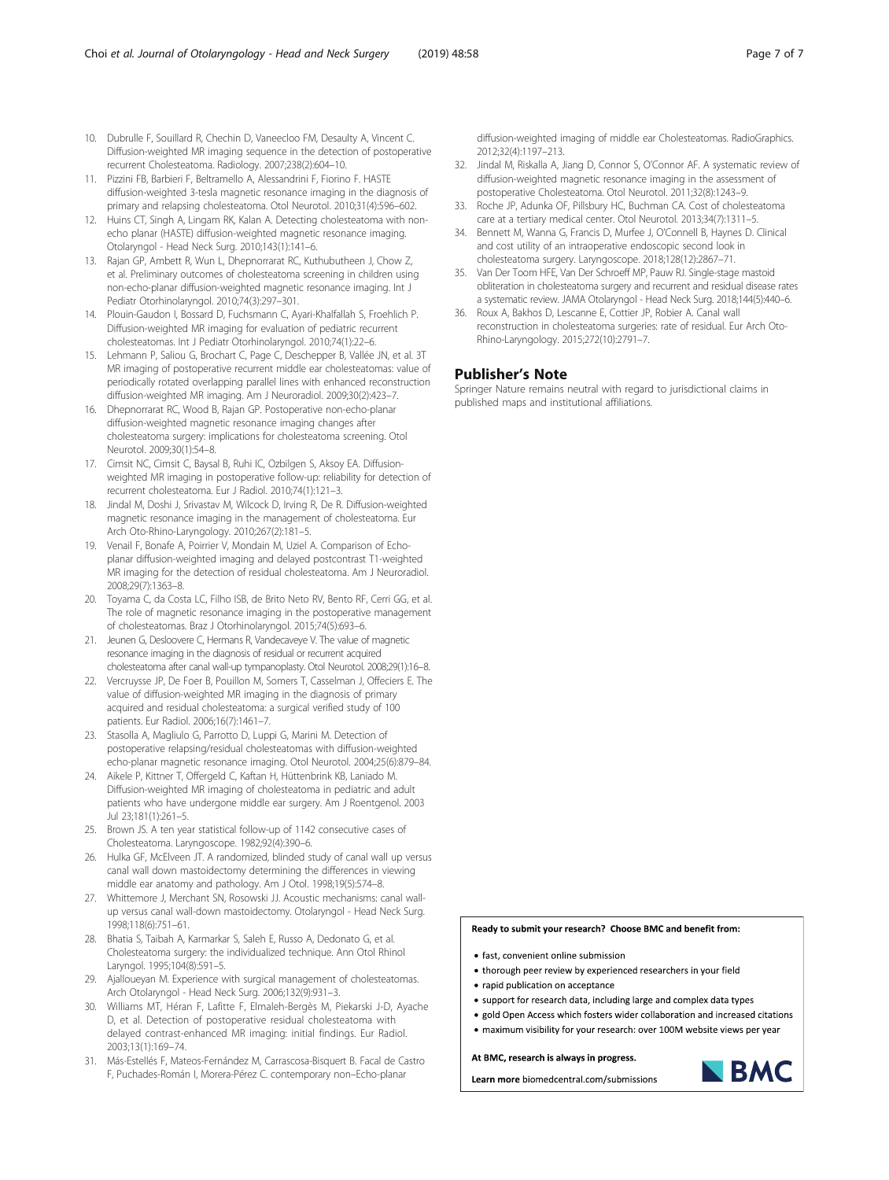10. Dubrulle F, Souillard R, Chechin D, Vaneecloo FM, Desaulty A, Vincent C. Diffusion-weighted MR imaging sequence in the detection of postoperative recurrent Cholesteatoma. Radiology. 2007;238(2):604–10.
11. Pizzini FB, Barbieri F, Beltramello A, Alessandrini F, Fiorino F. HASTE diffusion-weighted 3-tesla magnetic resonance imaging in the diagnosis of primary and relapsing cholesteatoma. Otol Neurotol. 2010;31(4):596–602.
12. Huins CT, Singh A, Lingam RK, Kalan A. Detecting cholesteatoma with non-echo planar (HASTE) diffusion-weighted magnetic resonance imaging. Otolaryngol - Head Neck Surg. 2010;143(1):141–6.
13. Rajan GP, Ambett R, Wun L, Dhepnorrarat RC, Kuthubutheen J, Chow Z, et al. Preliminary outcomes of cholesteatoma screening in children using non-echo-planar diffusion-weighted magnetic resonance imaging. Int J Pediatr Otorhinolaryngol. 2010;74(3):297–301.
14. Plouin-Gaudon I, Bossard D, Fuchsmann C, Ayari-Khalfallah S, Froehlich P. Diffusion-weighted MR imaging for evaluation of pediatric recurrent cholesteatomas. Int J Pediatr Otorhinolaryngol. 2010;74(1):22–6.
15. Lehmann P, Saliou G, Brochart C, Page C, Deschepper B, Vallée JN, et al. 3T MR imaging of postoperative recurrent middle ear cholesteatomas: value of periodically rotated overlapping parallel lines with enhanced reconstruction diffusion-weighted MR imaging. Am J Neuroradiol. 2009;30(2):423–7.
16. Dhepnorrarat RC, Wood B, Rajan GP. Postoperative non-echo-planar diffusion-weighted magnetic resonance imaging changes after cholesteatoma surgery: implications for cholesteatoma screening. Otol Neurotol. 2009;30(1):54–8.
17. Cimsit NC, Cimsit C, Baysal B, Ruhi IC, Ozbilgen S, Aksoy EA. Diffusion-weighted MR imaging in postoperative follow-up: reliability for detection of recurrent cholesteatoma. Eur J Radiol. 2010;74(1):121–3.
18. Jindal M, Doshi J, Srivastav M, Wilcock D, Irving R, De R. Diffusion-weighted magnetic resonance imaging in the management of cholesteatoma. Eur Arch Oto-Rhino-Laryngology. 2010;267(2):181–5.
19. Venail F, Bonafe A, Poirrier V, Mondain M, Uziel A. Comparison of Echo-planar diffusion-weighted imaging and delayed postcontrast T1-weighted MR imaging for the detection of residual cholesteatoma. Am J Neuroradiol. 2008;29(7):1363–8.
20. Toyama C, da Costa LC, Filho ISB, de Brito Neto RV, Bento RF, Cerri GG, et al. The role of magnetic resonance imaging in the postoperative management of cholesteatomas. Braz J Otorhinolaryngol. 2015;74(5):693–6.
21. Jeunen G, Desloovere C, Hermans R, Vandecaveye V. The value of magnetic resonance imaging in the diagnosis of residual or recurrent acquired cholesteatoma after canal wall-up tympanoplasty. Otol Neurotol. 2008;29(1):16–8.
22. Vercruysse JP, De Foer B, Pouillon M, Somers T, Casselman J, Offeciers E. The value of diffusion-weighted MR imaging in the diagnosis of primary acquired and residual cholesteatoma: a surgical verified study of 100 patients. Eur Radiol. 2006;16(7):1461–7.
23. Stasolla A, Magliulo G, Parrotto D, Luppi G, Marini M. Detection of postoperative relapsing/residual cholesteatomas with diffusion-weighted echo-planar magnetic resonance imaging. Otol Neurotol. 2004;25(6):879–84.
24. Aikele P, Kittner T, Offergeld C, Kaftan H, Hüttenbrink KB, Laniado M. Diffusion-weighted MR imaging of cholesteatoma in pediatric and adult patients who have undergone middle ear surgery. Am J Roentgenol. 2003 Jul 23;181(1):261–5.
25. Brown JS. A ten year statistical follow-up of 1142 consecutive cases of Cholesteatoma. Laryngoscope. 1982;92(4):390–6.
26. Hulka GF, McElveen JT. A randomized, blinded study of canal wall up versus canal wall down mastoidectomy determining the differences in viewing middle ear anatomy and pathology. Am J Otol. 1998;19(5):574–8.
27. Whittemore J, Merchant SN, Rosowski JJ. Acoustic mechanisms: canal wall-up versus canal wall-down mastoidectomy. Otolaryngol - Head Neck Surg. 1998;118(6):751–61.
28. Bhatia S, Taibah A, Karmarkar S, Saleh E, Russo A, Dedonato G, et al. Cholesteatoma surgery: the individualized technique. Ann Otol Rhinol Laryngol. 1995;104(8):591–5.
29. Ajalloueyan M. Experience with surgical management of cholesteatomas. Arch Otolaryngol - Head Neck Surg. 2006;132(9):931–3.
30. Williams MT, Héran F, Lafitte F, Elmaleh-Bergès M, Piekarski J-D, Ayache D, et al. Detection of postoperative residual cholesteatoma with delayed contrast-enhanced MR imaging: initial findings. Eur Radiol. 2003;13(1):169–74.
31. Más-Estellés F, Mateos-Fernández M, Carrascosa-Bisquert B. Facal de Castro F, Puchades-Román I, Morera-Pérez C. contemporary non–Echo-planar diffusion-weighted imaging of middle ear Cholesteatomas. RadioGraphics. 2012;32(4):1197–213.
32. Jindal M, Riskalla A, Jiang D, Connor S, O'Connor AF. A systematic review of diffusion-weighted magnetic resonance imaging in the assessment of postoperative Cholesteatoma. Otol Neurotol. 2011;32(8):1243–9.
33. Roche JP, Adunka OF, Pillsbury HC, Buchman CA. Cost of cholesteatoma care at a tertiary medical center. Otol Neurotol. 2013;34(7):1311–5.
34. Bennett M, Wanna G, Francis D, Murfee J, O'Connell B, Haynes D. Clinical and cost utility of an intraoperative endoscopic second look in cholesteatoma surgery. Laryngoscope. 2018;128(12):2867–71.
35. Van Der Toom HFE, Van Der Schroeff MP, Pauw RJ. Single-stage mastoid obliteration in cholesteatoma surgery and recurrent and residual disease rates a systematic review. JAMA Otolaryngol - Head Neck Surg. 2018;144(5):440–6.
36. Roux A, Bakhos D, Lescanne E, Cottier JP, Robier A. Canal wall reconstruction in cholesteatoma surgeries: rate of residual. Eur Arch Oto-Rhino-Laryngology. 2015;272(10):2791–7.

## Publisher's Note

Springer Nature remains neutral with regard to jurisdictional claims in published maps and institutional affiliations.

**Ready to submit your research? Choose BMC and benefit from:**

- fast, convenient online submission
- thorough peer review by experienced researchers in your field
- rapid publication on acceptance
- support for research data, including large and complex data types
- gold Open Access which fosters wider collaboration and increased citations
- maximum visibility for your research: over 100M website views per year

**At BMC, research is always in progress.**

**Learn more** biomedcentral.com/submissions

BMC